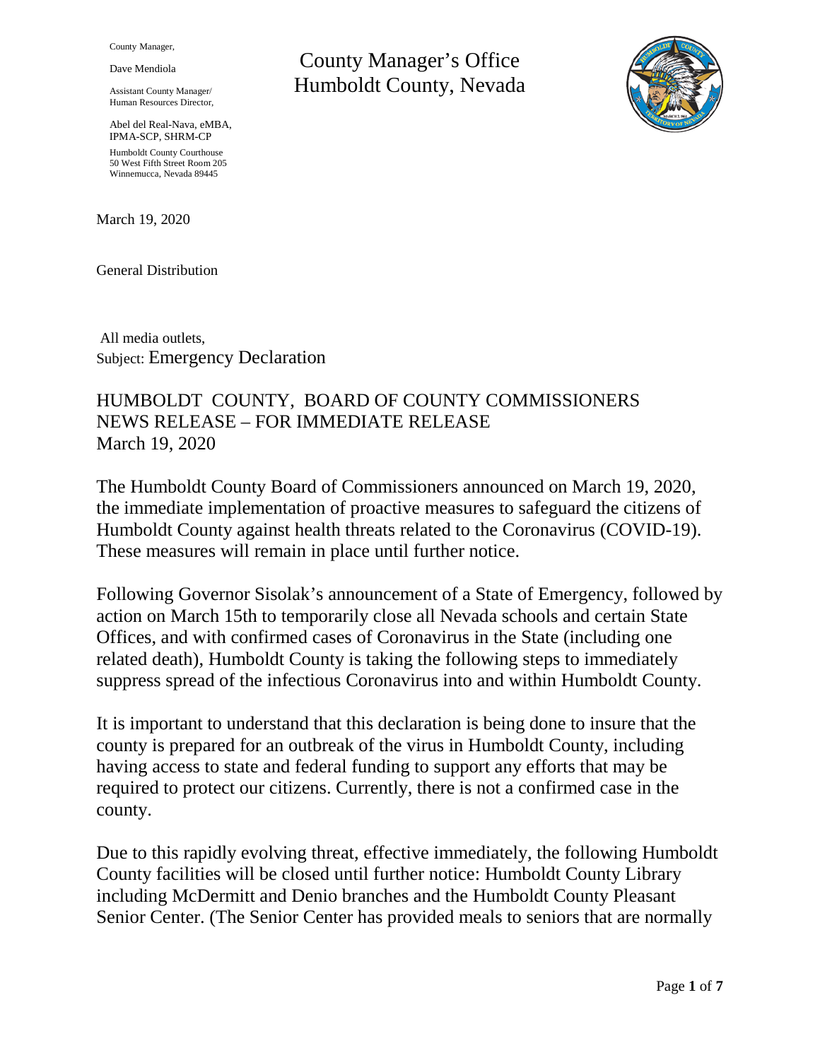County Manager,

Dave Mendiola

Assistant County Manager/
Human Resources Director,

Abel del Real-Nava, eMBA,
IPMA-SCP, SHRM-CP

Humboldt County Courthouse
50 West Fifth Street Room 205
Winnemucca, Nevada 89445

# County Manager's Office
# Humboldt County, Nevada

March 19, 2020

General Distribution

All media outlets,

Subject: Emergency Declaration

## HUMBOLDT COUNTY, BOARD OF COUNTY COMMISSIONERS
## NEWS RELEASE – FOR IMMEDIATE RELEASE
## March 19, 2020

The Humboldt County Board of Commissioners announced on March 19, 2020, the immediate implementation of proactive measures to safeguard the citizens of Humboldt County against health threats related to the Coronavirus (COVID-19). These measures will remain in place until further notice.

Following Governor Sisolak's announcement of a State of Emergency, followed by action on March 15th to temporarily close all Nevada schools and certain State Offices, and with confirmed cases of Coronavirus in the State (including one related death), Humboldt County is taking the following steps to immediately suppress spread of the infectious Coronavirus into and within Humboldt County.

It is important to understand that this declaration is being done to insure that the county is prepared for an outbreak of the virus in Humboldt County, including having access to state and federal funding to support any efforts that may be required to protect our citizens. Currently, there is not a confirmed case in the county.

Due to this rapidly evolving threat, effective immediately, the following Humboldt County facilities will be closed until further notice: Humboldt County Library including McDermitt and Denio branches and the Humboldt County Pleasant Senior Center. (The Senior Center has provided meals to seniors that are normally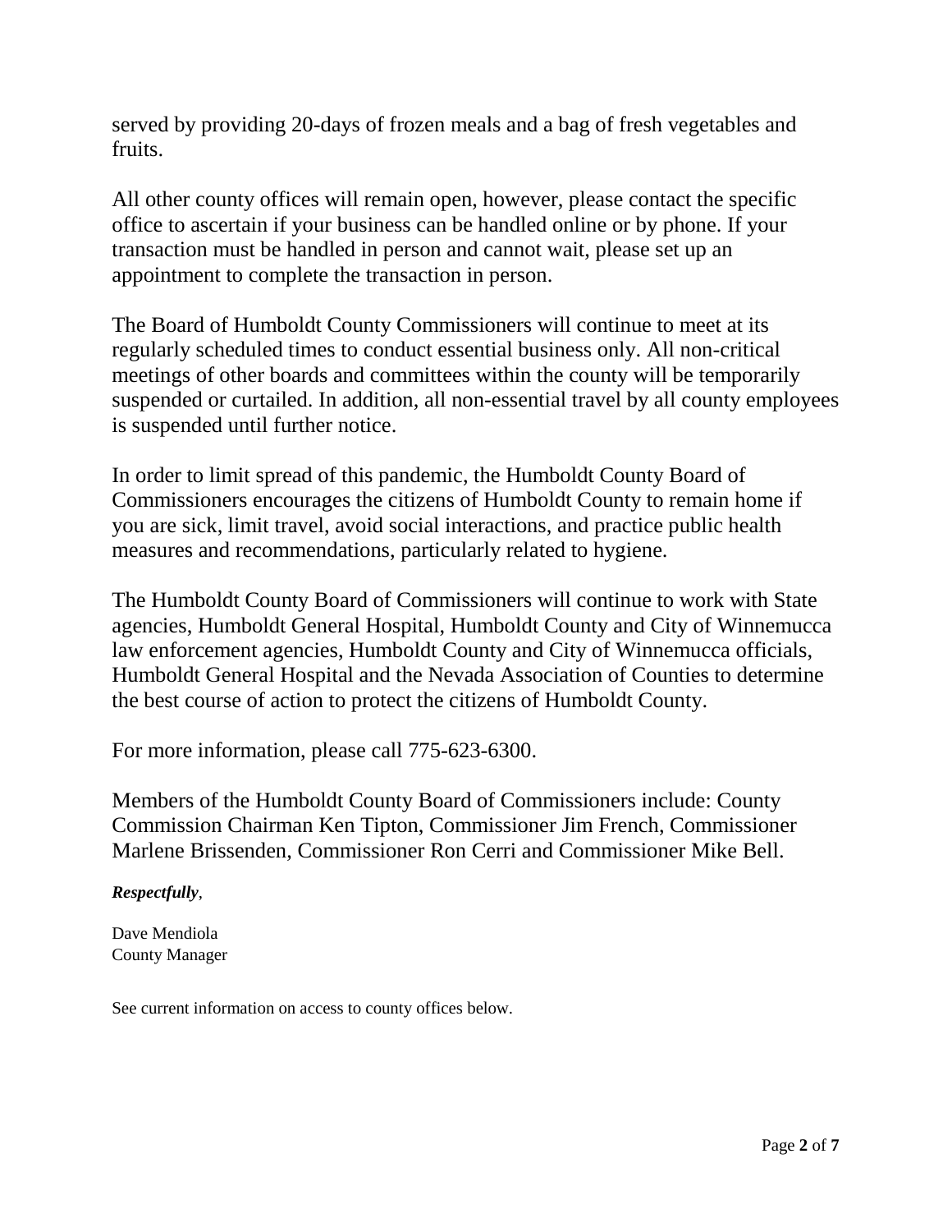served by providing 20-days of frozen meals and a bag of fresh vegetables and fruits.

All other county offices will remain open, however, please contact the specific office to ascertain if your business can be handled online or by phone. If your transaction must be handled in person and cannot wait, please set up an appointment to complete the transaction in person.

The Board of Humboldt County Commissioners will continue to meet at its regularly scheduled times to conduct essential business only. All non-critical meetings of other boards and committees within the county will be temporarily suspended or curtailed. In addition, all non-essential travel by all county employees is suspended until further notice.

In order to limit spread of this pandemic, the Humboldt County Board of Commissioners encourages the citizens of Humboldt County to remain home if you are sick, limit travel, avoid social interactions, and practice public health measures and recommendations, particularly related to hygiene.

The Humboldt County Board of Commissioners will continue to work with State agencies, Humboldt General Hospital, Humboldt County and City of Winnemucca law enforcement agencies, Humboldt County and City of Winnemucca officials, Humboldt General Hospital and the Nevada Association of Counties to determine the best course of action to protect the citizens of Humboldt County.

For more information, please call 775-623-6300.

Members of the Humboldt County Board of Commissioners include: County Commission Chairman Ken Tipton, Commissioner Jim French, Commissioner Marlene Brissenden, Commissioner Ron Cerri and Commissioner Mike Bell.

***Respectfully***,

Dave Mendiola
County Manager

See current information on access to county offices below.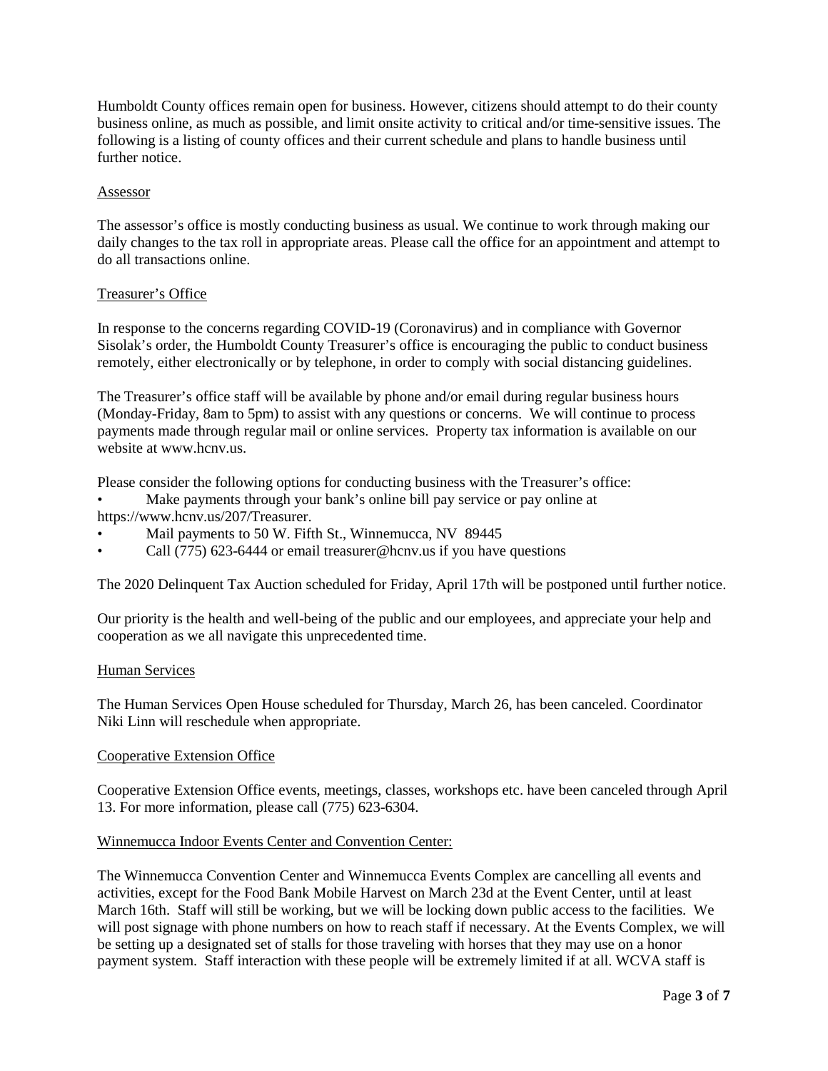Humboldt County offices remain open for business. However, citizens should attempt to do their county business online, as much as possible, and limit onsite activity to critical and/or time-sensitive issues. The following is a listing of county offices and their current schedule and plans to handle business until further notice.

<u>Assessor</u>

The assessor's office is mostly conducting business as usual. We continue to work through making our daily changes to the tax roll in appropriate areas. Please call the office for an appointment and attempt to do all transactions online.

<u>Treasurer's Office</u>

In response to the concerns regarding COVID-19 (Coronavirus) and in compliance with Governor Sisolak's order, the Humboldt County Treasurer's office is encouraging the public to conduct business remotely, either electronically or by telephone, in order to comply with social distancing guidelines.

The Treasurer's office staff will be available by phone and/or email during regular business hours (Monday-Friday, 8am to 5pm) to assist with any questions or concerns. We will continue to process payments made through regular mail or online services. Property tax information is available on our website at www.hcnv.us.

Please consider the following options for conducting business with the Treasurer's office:

- Make payments through your bank's online bill pay service or pay online at https://www.hcnv.us/207/Treasurer.
- Mail payments to 50 W. Fifth St., Winnemucca, NV 89445
- Call (775) 623-6444 or email treasurer@hcnv.us if you have questions

The 2020 Delinquent Tax Auction scheduled for Friday, April 17th will be postponed until further notice.

Our priority is the health and well-being of the public and our employees, and appreciate your help and cooperation as we all navigate this unprecedented time.

<u>Human Services</u>

The Human Services Open House scheduled for Thursday, March 26, has been canceled. Coordinator Niki Linn will reschedule when appropriate.

<u>Cooperative Extension Office</u>

Cooperative Extension Office events, meetings, classes, workshops etc. have been canceled through April 13. For more information, please call (775) 623-6304.

<u>Winnemucca Indoor Events Center and Convention Center:</u>

The Winnemucca Convention Center and Winnemucca Events Complex are cancelling all events and activities, except for the Food Bank Mobile Harvest on March 23d at the Event Center, until at least March 16th. Staff will still be working, but we will be locking down public access to the facilities. We will post signage with phone numbers on how to reach staff if necessary. At the Events Complex, we will be setting up a designated set of stalls for those traveling with horses that they may use on a honor payment system. Staff interaction with these people will be extremely limited if at all. WCVA staff is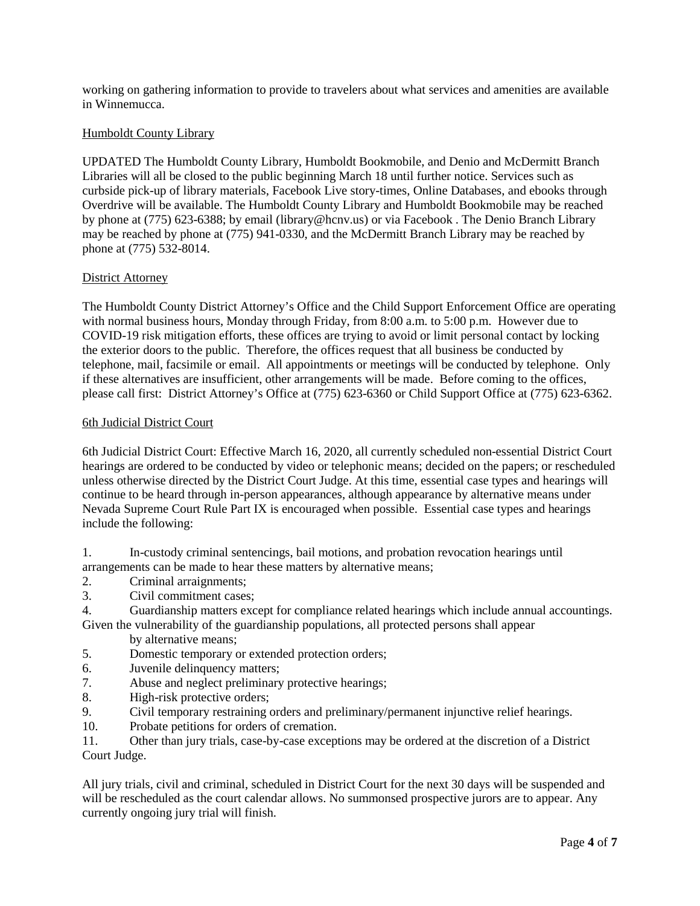working on gathering information to provide to travelers about what services and amenities are available in Winnemucca.

## Humboldt County Library

UPDATED The Humboldt County Library, Humboldt Bookmobile, and Denio and McDermitt Branch Libraries will all be closed to the public beginning March 18 until further notice. Services such as curbside pick-up of library materials, Facebook Live story-times, Online Databases, and ebooks through Overdrive will be available. The Humboldt County Library and Humboldt Bookmobile may be reached by phone at (775) 623-6388; by email (library@hcnv.us) or via Facebook . The Denio Branch Library may be reached by phone at (775) 941-0330, and the McDermitt Branch Library may be reached by phone at (775) 532-8014.

## District Attorney

The Humboldt County District Attorney's Office and the Child Support Enforcement Office are operating with normal business hours, Monday through Friday, from 8:00 a.m. to 5:00 p.m. However due to COVID-19 risk mitigation efforts, these offices are trying to avoid or limit personal contact by locking the exterior doors to the public. Therefore, the offices request that all business be conducted by telephone, mail, facsimile or email. All appointments or meetings will be conducted by telephone. Only if these alternatives are insufficient, other arrangements will be made. Before coming to the offices, please call first: District Attorney's Office at (775) 623-6360 or Child Support Office at (775) 623-6362.

## 6th Judicial District Court

6th Judicial District Court: Effective March 16, 2020, all currently scheduled non-essential District Court hearings are ordered to be conducted by video or telephonic means; decided on the papers; or rescheduled unless otherwise directed by the District Court Judge. At this time, essential case types and hearings will continue to be heard through in-person appearances, although appearance by alternative means under Nevada Supreme Court Rule Part IX is encouraged when possible. Essential case types and hearings include the following:

1. In-custody criminal sentencings, bail motions, and probation revocation hearings until arrangements can be made to hear these matters by alternative means;
2. Criminal arraignments;
3. Civil commitment cases;
4. Guardianship matters except for compliance related hearings which include annual accountings. Given the vulnerability of the guardianship populations, all protected persons shall appear by alternative means;
5. Domestic temporary or extended protection orders;
6. Juvenile delinquency matters;
7. Abuse and neglect preliminary protective hearings;
8. High-risk protective orders;
9. Civil temporary restraining orders and preliminary/permanent injunctive relief hearings.
10. Probate petitions for orders of cremation.
11. Other than jury trials, case-by-case exceptions may be ordered at the discretion of a District Court Judge.

All jury trials, civil and criminal, scheduled in District Court for the next 30 days will be suspended and will be rescheduled as the court calendar allows. No summonsed prospective jurors are to appear. Any currently ongoing jury trial will finish.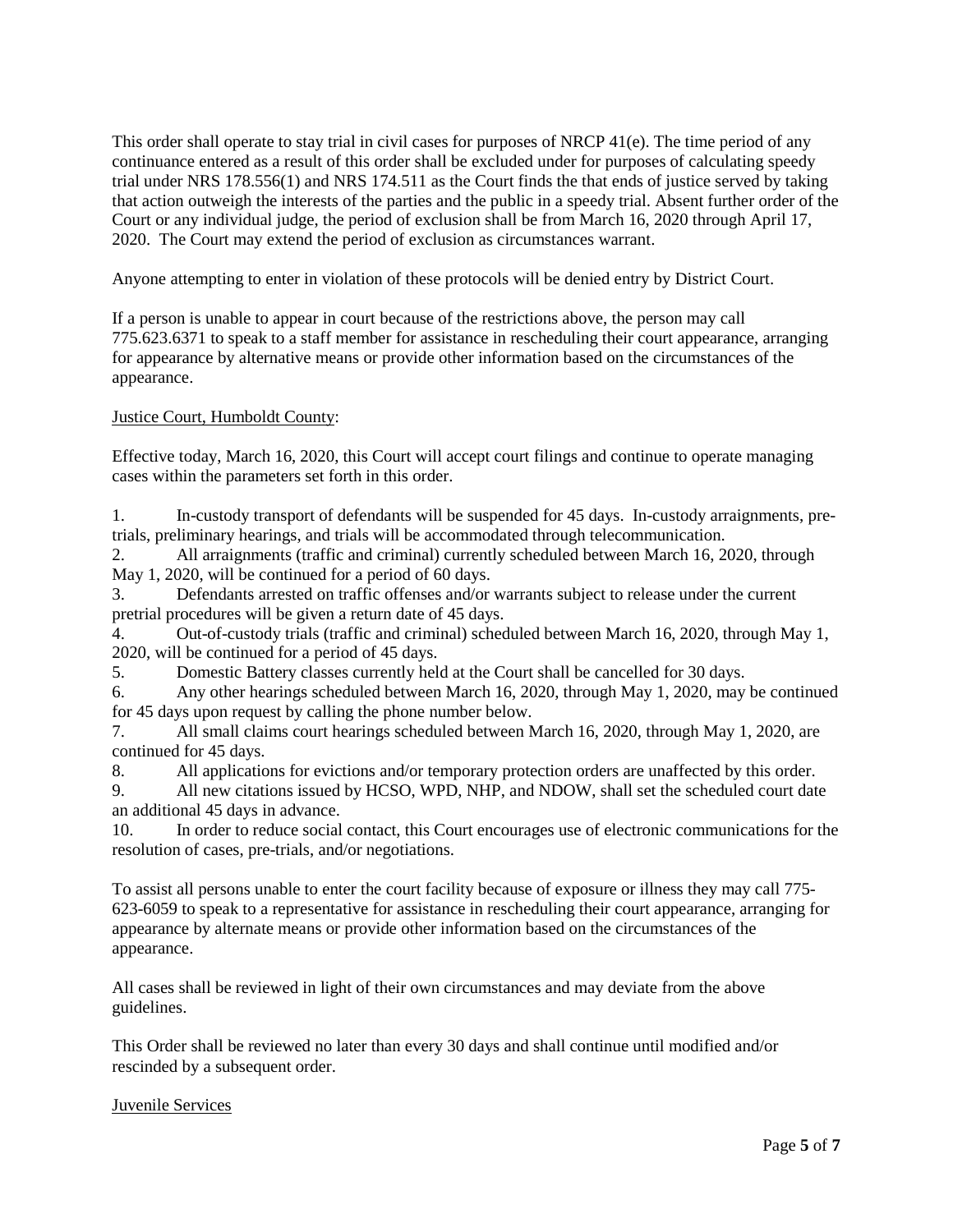This order shall operate to stay trial in civil cases for purposes of NRCP 41(e). The time period of any continuance entered as a result of this order shall be excluded under for purposes of calculating speedy trial under NRS 178.556(1) and NRS 174.511 as the Court finds the that ends of justice served by taking that action outweigh the interests of the parties and the public in a speedy trial. Absent further order of the Court or any individual judge, the period of exclusion shall be from March 16, 2020 through April 17, 2020. The Court may extend the period of exclusion as circumstances warrant.

Anyone attempting to enter in violation of these protocols will be denied entry by District Court.

If a person is unable to appear in court because of the restrictions above, the person may call 775.623.6371 to speak to a staff member for assistance in rescheduling their court appearance, arranging for appearance by alternative means or provide other information based on the circumstances of the appearance.

<u>Justice Court, Humboldt County</u>:

Effective today, March 16, 2020, this Court will accept court filings and continue to operate managing cases within the parameters set forth in this order.

1. In-custody transport of defendants will be suspended for 45 days. In-custody arraignments, pre-trials, preliminary hearings, and trials will be accommodated through telecommunication.
2. All arraignments (traffic and criminal) currently scheduled between March 16, 2020, through May 1, 2020, will be continued for a period of 60 days.
3. Defendants arrested on traffic offenses and/or warrants subject to release under the current pretrial procedures will be given a return date of 45 days.
4. Out-of-custody trials (traffic and criminal) scheduled between March 16, 2020, through May 1, 2020, will be continued for a period of 45 days.
5. Domestic Battery classes currently held at the Court shall be cancelled for 30 days.
6. Any other hearings scheduled between March 16, 2020, through May 1, 2020, may be continued for 45 days upon request by calling the phone number below.
7. All small claims court hearings scheduled between March 16, 2020, through May 1, 2020, are continued for 45 days.
8. All applications for evictions and/or temporary protection orders are unaffected by this order.
9. All new citations issued by HCSO, WPD, NHP, and NDOW, shall set the scheduled court date an additional 45 days in advance.
10. In order to reduce social contact, this Court encourages use of electronic communications for the resolution of cases, pre-trials, and/or negotiations.

To assist all persons unable to enter the court facility because of exposure or illness they may call 775-623-6059 to speak to a representative for assistance in rescheduling their court appearance, arranging for appearance by alternate means or provide other information based on the circumstances of the appearance.

All cases shall be reviewed in light of their own circumstances and may deviate from the above guidelines.

This Order shall be reviewed no later than every 30 days and shall continue until modified and/or rescinded by a subsequent order.

<u>Juvenile Services</u>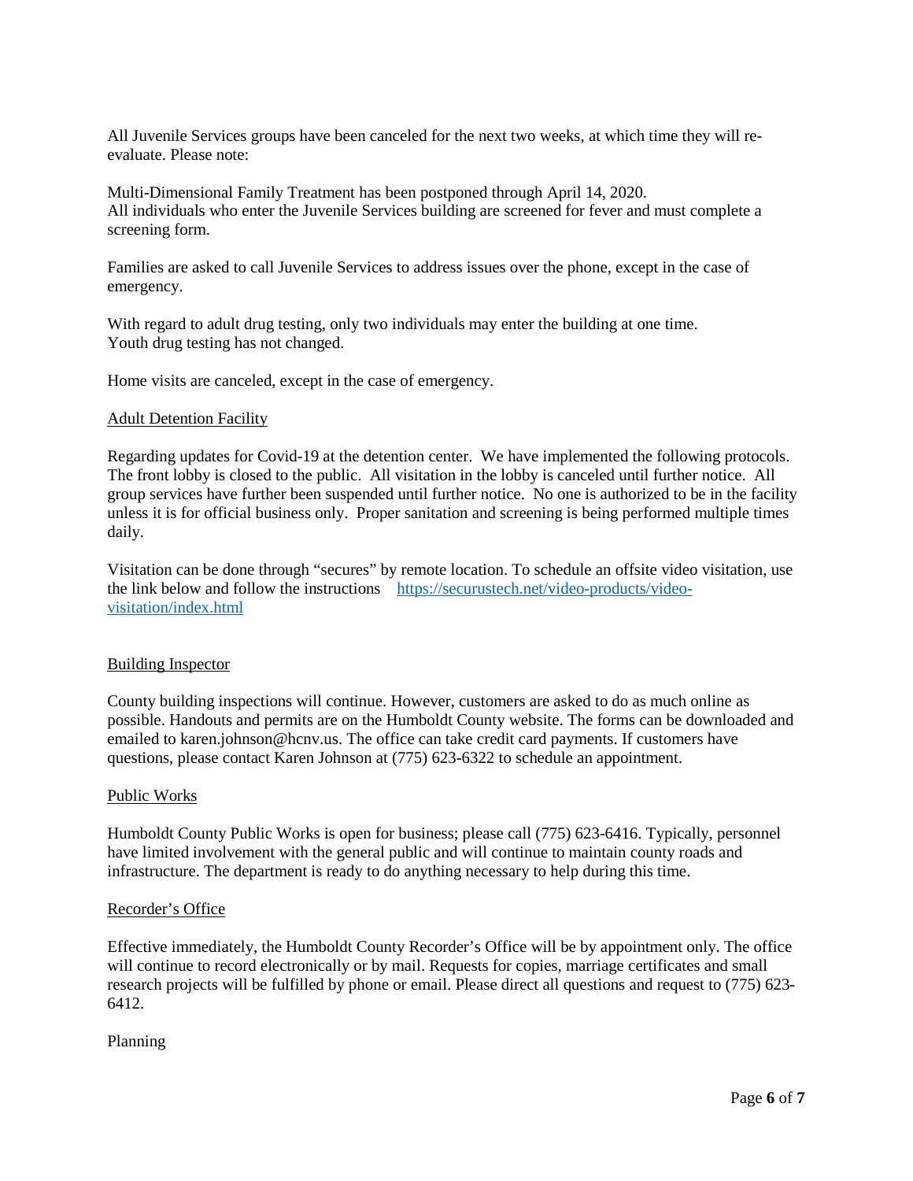All Juvenile Services groups have been canceled for the next two weeks, at which time they will re-evaluate. Please note:

Multi-Dimensional Family Treatment has been postponed through April 14, 2020.
All individuals who enter the Juvenile Services building are screened for fever and must complete a screening form.

Families are asked to call Juvenile Services to address issues over the phone, except in the case of emergency.

With regard to adult drug testing, only two individuals may enter the building at one time.
Youth drug testing has not changed.

Home visits are canceled, except in the case of emergency.

<u>Adult Detention Facility</u>

Regarding updates for Covid-19 at the detention center. We have implemented the following protocols. The front lobby is closed to the public. All visitation in the lobby is canceled until further notice. All group services have further been suspended until further notice. No one is authorized to be in the facility unless it is for official business only. Proper sanitation and screening is being performed multiple times daily.

Visitation can be done through "secures" by remote location. To schedule an offsite video visitation, use the link below and follow the instructions [https://securustech.net/video-products/video-visitation/index.html](https://securustech.net/video-products/video-visitation/index.html)

<u>Building Inspector</u>

County building inspections will continue. However, customers are asked to do as much online as possible. Handouts and permits are on the Humboldt County website. The forms can be downloaded and emailed to karen.johnson@hcnv.us. The office can take credit card payments. If customers have questions, please contact Karen Johnson at (775) 623-6322 to schedule an appointment.

<u>Public Works</u>

Humboldt County Public Works is open for business; please call (775) 623-6416. Typically, personnel have limited involvement with the general public and will continue to maintain county roads and infrastructure. The department is ready to do anything necessary to help during this time.

<u>Recorder's Office</u>

Effective immediately, the Humboldt County Recorder's Office will be by appointment only. The office will continue to record electronically or by mail. Requests for copies, marriage certificates and small research projects will be fulfilled by phone or email. Please direct all questions and request to (775) 623-6412.

Planning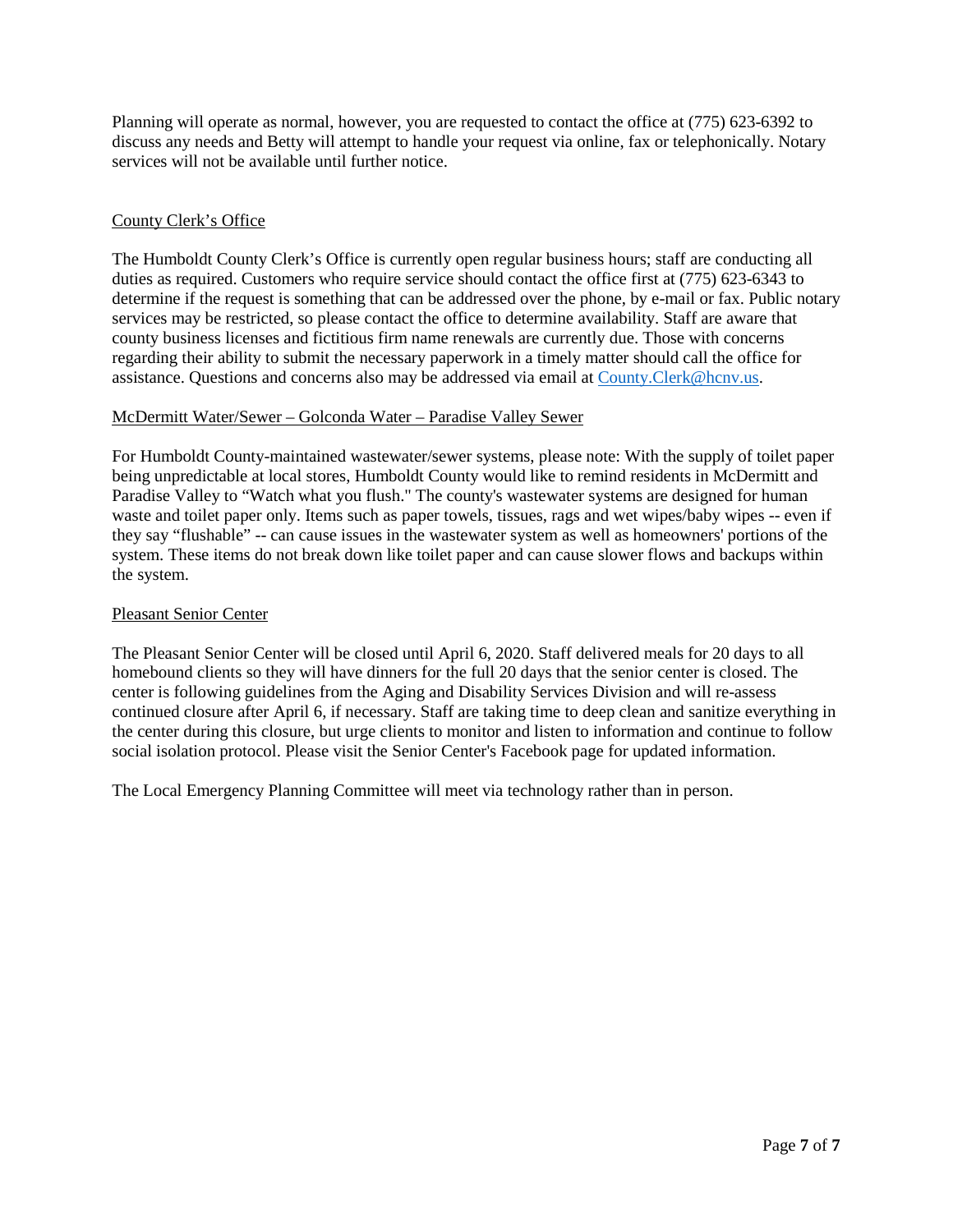Planning will operate as normal, however, you are requested to contact the office at (775) 623-6392 to discuss any needs and Betty will attempt to handle your request via online, fax or telephonically. Notary services will not be available until further notice.

## County Clerk's Office

The Humboldt County Clerk's Office is currently open regular business hours; staff are conducting all duties as required. Customers who require service should contact the office first at (775) 623-6343 to determine if the request is something that can be addressed over the phone, by e-mail or fax. Public notary services may be restricted, so please contact the office to determine availability. Staff are aware that county business licenses and fictitious firm name renewals are currently due. Those with concerns regarding their ability to submit the necessary paperwork in a timely matter should call the office for assistance. Questions and concerns also may be addressed via email at County.Clerk@hcnv.us.

## McDermitt Water/Sewer – Golconda Water – Paradise Valley Sewer

For Humboldt County-maintained wastewater/sewer systems, please note: With the supply of toilet paper being unpredictable at local stores, Humboldt County would like to remind residents in McDermitt and Paradise Valley to "Watch what you flush." The county's wastewater systems are designed for human waste and toilet paper only. Items such as paper towels, tissues, rags and wet wipes/baby wipes -- even if they say "flushable" -- can cause issues in the wastewater system as well as homeowners' portions of the system. These items do not break down like toilet paper and can cause slower flows and backups within the system.

## Pleasant Senior Center

The Pleasant Senior Center will be closed until April 6, 2020. Staff delivered meals for 20 days to all homebound clients so they will have dinners for the full 20 days that the senior center is closed. The center is following guidelines from the Aging and Disability Services Division and will re-assess continued closure after April 6, if necessary. Staff are taking time to deep clean and sanitize everything in the center during this closure, but urge clients to monitor and listen to information and continue to follow social isolation protocol. Please visit the Senior Center's Facebook page for updated information.

The Local Emergency Planning Committee will meet via technology rather than in person.